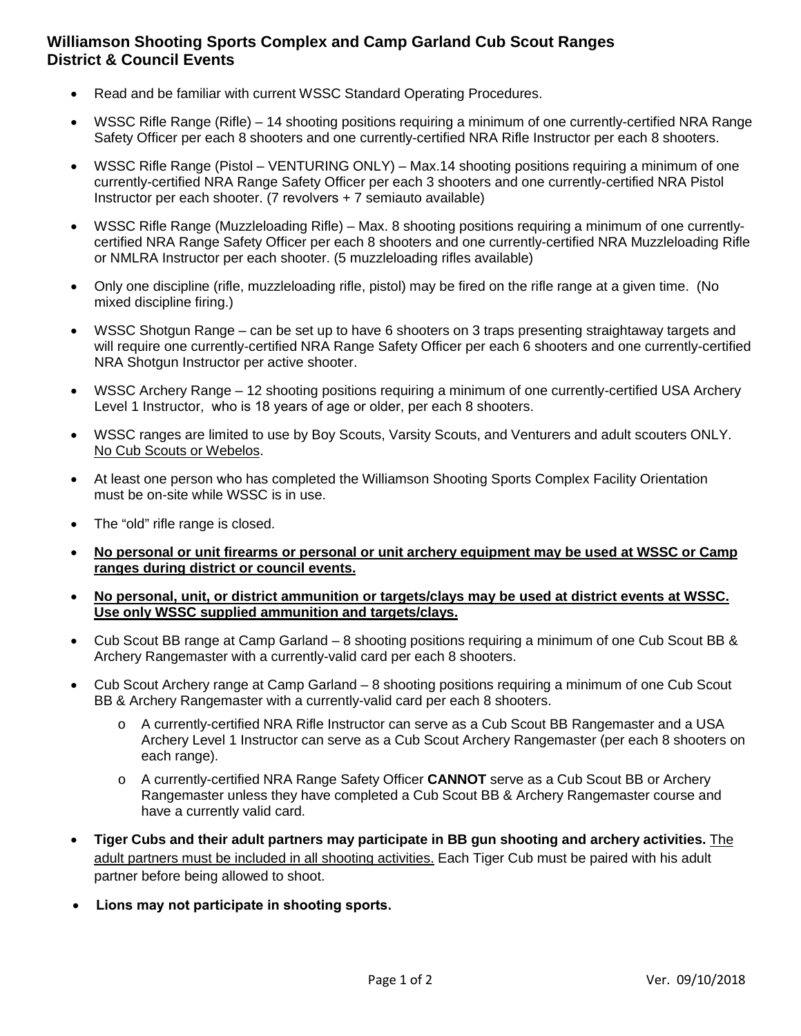## Williamson Shooting Sports Complex and Camp Garland Cub Scout Ranges
## District & Council Events

- Read and be familiar with current WSSC Standard Operating Procedures.
- WSSC Rifle Range (Rifle) – 14 shooting positions requiring a minimum of one currently-certified NRA Range Safety Officer per each 8 shooters and one currently-certified NRA Rifle Instructor per each 8 shooters.
- WSSC Rifle Range (Pistol – VENTURING ONLY) – Max.14 shooting positions requiring a minimum of one currently-certified NRA Range Safety Officer per each 3 shooters and one currently-certified NRA Pistol Instructor per each shooter. (7 revolvers + 7 semiauto available)
- WSSC Rifle Range (Muzzleloading Rifle) – Max. 8 shooting positions requiring a minimum of one currently-certified NRA Range Safety Officer per each 8 shooters and one currently-certified NRA Muzzleloading Rifle or NMLRA Instructor per each shooter. (5 muzzleloading rifles available)
- Only one discipline (rifle, muzzleloading rifle, pistol) may be fired on the rifle range at a given time. (No mixed discipline firing.)
- WSSC Shotgun Range – can be set up to have 6 shooters on 3 traps presenting straightaway targets and will require one currently-certified NRA Range Safety Officer per each 6 shooters and one currently-certified NRA Shotgun Instructor per active shooter.
- WSSC Archery Range – 12 shooting positions requiring a minimum of one currently-certified USA Archery Level 1 Instructor, who is 18 years of age or older, per each 8 shooters.
- WSSC ranges are limited to use by Boy Scouts, Varsity Scouts, and Venturers and adult scouters ONLY. <u>No Cub Scouts or Webelos</u>.
- At least one person who has completed the Williamson Shooting Sports Complex Facility Orientation must be on-site while WSSC is in use.
- The "old" rifle range is closed.
- **<u>No personal or unit firearms or personal or unit archery equipment may be used at WSSC or Camp ranges during district or council events.</u>**
- **<u>No personal, unit, or district ammunition or targets/clays may be used at district events at WSSC. Use only WSSC supplied ammunition and targets/clays.</u>**
- Cub Scout BB range at Camp Garland – 8 shooting positions requiring a minimum of one Cub Scout BB & Archery Rangemaster with a currently-valid card per each 8 shooters.
- Cub Scout Archery range at Camp Garland – 8 shooting positions requiring a minimum of one Cub Scout BB & Archery Rangemaster with a currently-valid card per each 8 shooters.
    - A currently-certified NRA Rifle Instructor can serve as a Cub Scout BB Rangemaster and a USA Archery Level 1 Instructor can serve as a Cub Scout Archery Rangemaster (per each 8 shooters on each range).
    - A currently-certified NRA Range Safety Officer **CANNOT** serve as a Cub Scout BB or Archery Rangemaster unless they have completed a Cub Scout BB & Archery Rangemaster course and have a currently valid card.
- **Tiger Cubs and their adult partners may participate in BB gun shooting and archery activities.** <u>The adult partners must be included in all shooting activities.</u> Each Tiger Cub must be paired with his adult partner before being allowed to shoot.
- **Lions may not participate in shooting sports.**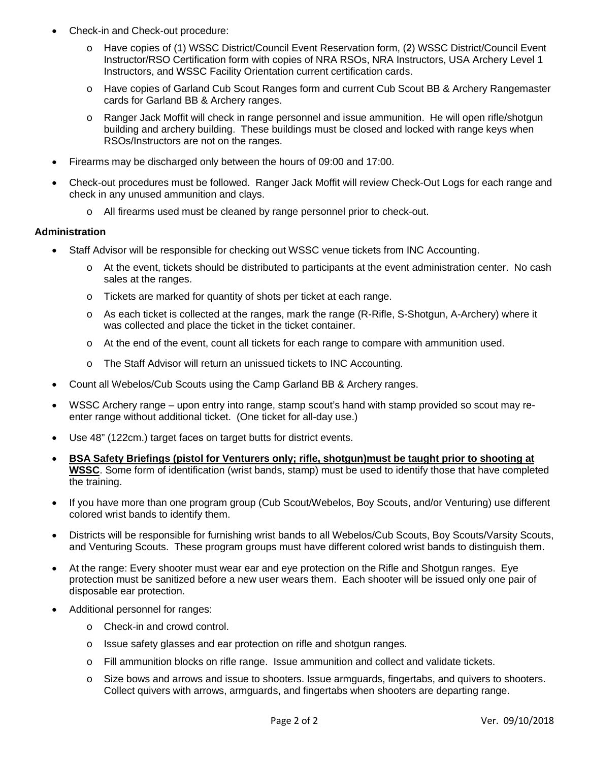- Check-in and Check-out procedure:
  - Have copies of (1) WSSC District/Council Event Reservation form, (2) WSSC District/Council Event Instructor/RSO Certification form with copies of NRA RSOs, NRA Instructors, USA Archery Level 1 Instructors, and WSSC Facility Orientation current certification cards.
  - Have copies of Garland Cub Scout Ranges form and current Cub Scout BB & Archery Rangemaster cards for Garland BB & Archery ranges.
  - Ranger Jack Moffit will check in range personnel and issue ammunition. He will open rifle/shotgun building and archery building. These buildings must be closed and locked with range keys when RSOs/Instructors are not on the ranges.
- Firearms may be discharged only between the hours of 09:00 and 17:00.
- Check-out procedures must be followed. Ranger Jack Moffit will review Check-Out Logs for each range and check in any unused ammunition and clays.
  - All firearms used must be cleaned by range personnel prior to check-out.

**Administration**

- Staff Advisor will be responsible for checking out WSSC venue tickets from INC Accounting.
  - At the event, tickets should be distributed to participants at the event administration center. No cash sales at the ranges.
  - Tickets are marked for quantity of shots per ticket at each range.
  - As each ticket is collected at the ranges, mark the range (R-Rifle, S-Shotgun, A-Archery) where it was collected and place the ticket in the ticket container.
  - At the end of the event, count all tickets for each range to compare with ammunition used.
  - The Staff Advisor will return an unissued tickets to INC Accounting.
- Count all Webelos/Cub Scouts using the Camp Garland BB & Archery ranges.
- WSSC Archery range – upon entry into range, stamp scout's hand with stamp provided so scout may re-enter range without additional ticket. (One ticket for all-day use.)
- Use 48" (122cm.) target faces on target butts for district events.
- **BSA Safety Briefings (pistol for Venturers only; rifle, shotgun)must be taught prior to shooting at WSSC**. Some form of identification (wrist bands, stamp) must be used to identify those that have completed the training.
- If you have more than one program group (Cub Scout/Webelos, Boy Scouts, and/or Venturing) use different colored wrist bands to identify them.
- Districts will be responsible for furnishing wrist bands to all Webelos/Cub Scouts, Boy Scouts/Varsity Scouts, and Venturing Scouts. These program groups must have different colored wrist bands to distinguish them.
- At the range: Every shooter must wear ear and eye protection on the Rifle and Shotgun ranges. Eye protection must be sanitized before a new user wears them. Each shooter will be issued only one pair of disposable ear protection.
- Additional personnel for ranges:
  - Check-in and crowd control.
  - Issue safety glasses and ear protection on rifle and shotgun ranges.
  - Fill ammunition blocks on rifle range. Issue ammunition and collect and validate tickets.
  - Size bows and arrows and issue to shooters. Issue armguards, fingertabs, and quivers to shooters. Collect quivers with arrows, armguards, and fingertabs when shooters are departing range.

Ver. 09/10/2018